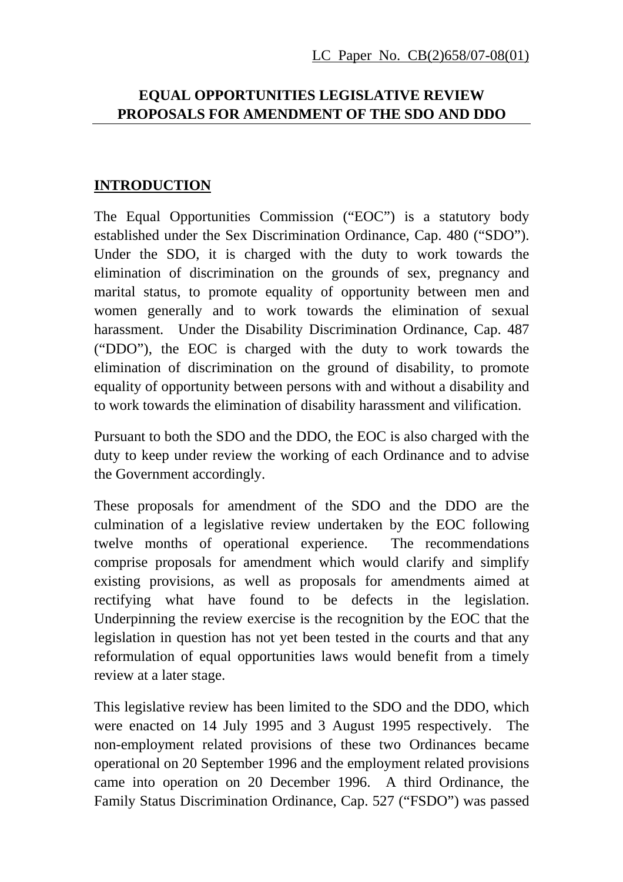LC Paper No. CB(2)658/07-08(01)

# EQUAL OPPORTUNITIES LEGISLATIVE REVIEW PROPOSALS FOR AMENDMENT OF THE SDO AND DDO

## INTRODUCTION

The Equal Opportunities Commission ("EOC") is a statutory body established under the Sex Discrimination Ordinance, Cap. 480 ("SDO"). Under the SDO, it is charged with the duty to work towards the elimination of discrimination on the grounds of sex, pregnancy and marital status, to promote equality of opportunity between men and women generally and to work towards the elimination of sexual harassment. Under the Disability Discrimination Ordinance, Cap. 487 ("DDO"), the EOC is charged with the duty to work towards the elimination of discrimination on the ground of disability, to promote equality of opportunity between persons with and without a disability and to work towards the elimination of disability harassment and vilification.

Pursuant to both the SDO and the DDO, the EOC is also charged with the duty to keep under review the working of each Ordinance and to advise the Government accordingly.

These proposals for amendment of the SDO and the DDO are the culmination of a legislative review undertaken by the EOC following twelve months of operational experience. The recommendations comprise proposals for amendment which would clarify and simplify existing provisions, as well as proposals for amendments aimed at rectifying what have found to be defects in the legislation. Underpinning the review exercise is the recognition by the EOC that the legislation in question has not yet been tested in the courts and that any reformulation of equal opportunities laws would benefit from a timely review at a later stage.

This legislative review has been limited to the SDO and the DDO, which were enacted on 14 July 1995 and 3 August 1995 respectively. The non-employment related provisions of these two Ordinances became operational on 20 September 1996 and the employment related provisions came into operation on 20 December 1996. A third Ordinance, the Family Status Discrimination Ordinance, Cap. 527 ("FSDO") was passed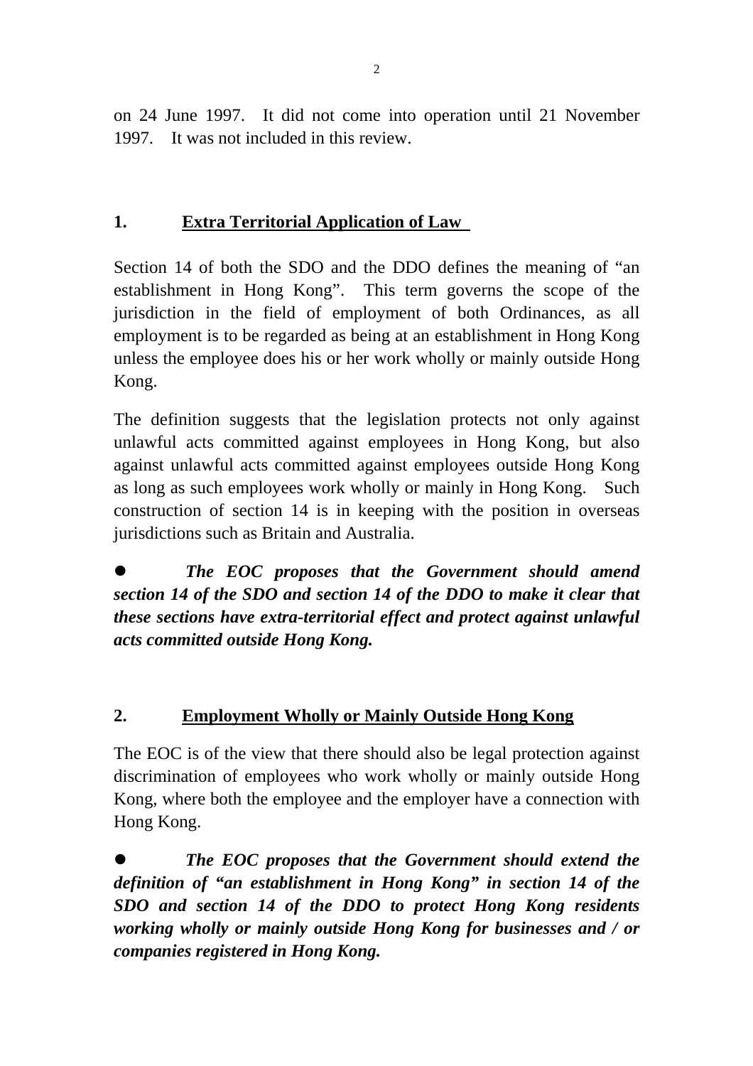on 24 June 1997. It did not come into operation until 21 November 1997. It was not included in this review.

## 1. Extra Territorial Application of Law

Section 14 of both the SDO and the DDO defines the meaning of "an establishment in Hong Kong". This term governs the scope of the jurisdiction in the field of employment of both Ordinances, as all employment is to be regarded as being at an establishment in Hong Kong unless the employee does his or her work wholly or mainly outside Hong Kong.

The definition suggests that the legislation protects not only against unlawful acts committed against employees in Hong Kong, but also against unlawful acts committed against employees outside Hong Kong as long as such employees work wholly or mainly in Hong Kong. Such construction of section 14 is in keeping with the position in overseas jurisdictions such as Britain and Australia.

- ***The EOC proposes that the Government should amend section 14 of the SDO and section 14 of the DDO to make it clear that these sections have extra-territorial effect and protect against unlawful acts committed outside Hong Kong.***

## 2. Employment Wholly or Mainly Outside Hong Kong

The EOC is of the view that there should also be legal protection against discrimination of employees who work wholly or mainly outside Hong Kong, where both the employee and the employer have a connection with Hong Kong.

- ***The EOC proposes that the Government should extend the definition of "an establishment in Hong Kong" in section 14 of the SDO and section 14 of the DDO to protect Hong Kong residents working wholly or mainly outside Hong Kong for businesses and / or companies registered in Hong Kong.***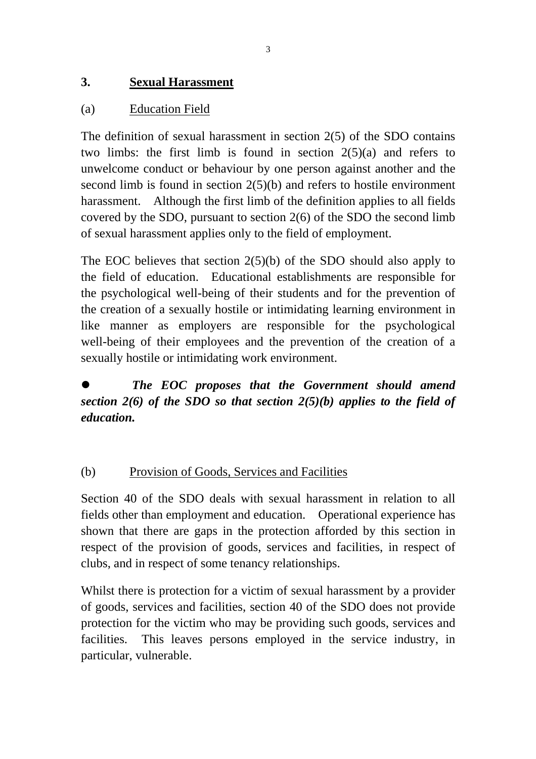## 3. Sexual Harassment

### (a) Education Field

The definition of sexual harassment in section 2(5) of the SDO contains two limbs: the first limb is found in section 2(5)(a) and refers to unwelcome conduct or behaviour by one person against another and the second limb is found in section 2(5)(b) and refers to hostile environment harassment. Although the first limb of the definition applies to all fields covered by the SDO, pursuant to section 2(6) of the SDO the second limb of sexual harassment applies only to the field of employment.

The EOC believes that section 2(5)(b) of the SDO should also apply to the field of education. Educational establishments are responsible for the psychological well-being of their students and for the prevention of the creation of a sexually hostile or intimidating learning environment in like manner as employers are responsible for the psychological well-being of their employees and the prevention of the creation of a sexually hostile or intimidating work environment.

- ***The EOC proposes that the Government should amend section 2(6) of the SDO so that section 2(5)(b) applies to the field of education.***

### (b) Provision of Goods, Services and Facilities

Section 40 of the SDO deals with sexual harassment in relation to all fields other than employment and education. Operational experience has shown that there are gaps in the protection afforded by this section in respect of the provision of goods, services and facilities, in respect of clubs, and in respect of some tenancy relationships.

Whilst there is protection for a victim of sexual harassment by a provider of goods, services and facilities, section 40 of the SDO does not provide protection for the victim who may be providing such goods, services and facilities. This leaves persons employed in the service industry, in particular, vulnerable.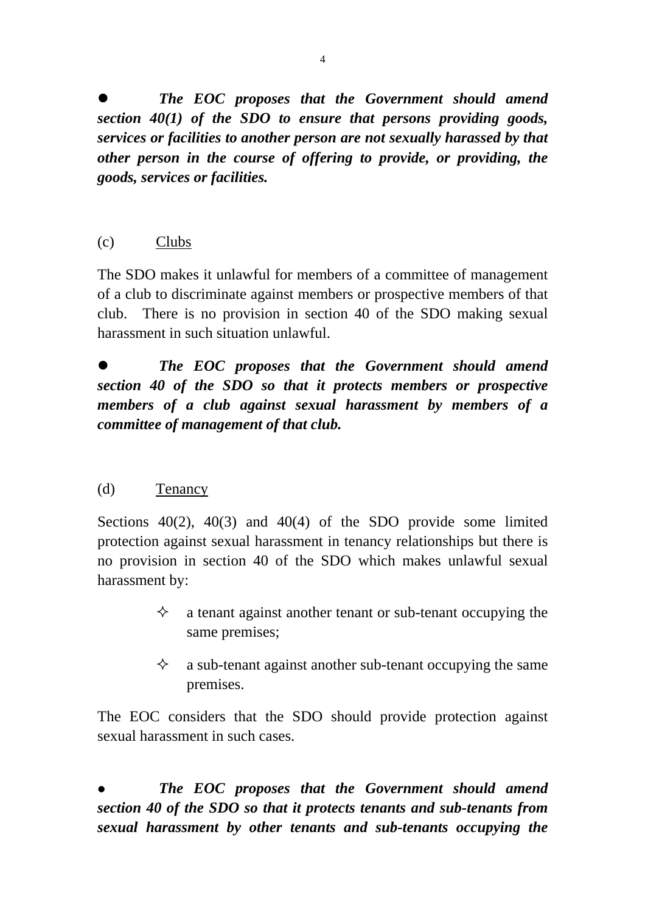- ***The EOC proposes that the Government should amend section 40(1) of the SDO to ensure that persons providing goods, services or facilities to another person are not sexually harassed by that other person in the course of offering to provide, or providing, the goods, services or facilities.***

(c) Clubs

The SDO makes it unlawful for members of a committee of management of a club to discriminate against members or prospective members of that club. There is no provision in section 40 of the SDO making sexual harassment in such situation unlawful.

- ***The EOC proposes that the Government should amend section 40 of the SDO so that it protects members or prospective members of a club against sexual harassment by members of a committee of management of that club.***

(d) Tenancy

Sections 40(2), 40(3) and 40(4) of the SDO provide some limited protection against sexual harassment in tenancy relationships but there is no provision in section 40 of the SDO which makes unlawful sexual harassment by:

- a tenant against another tenant or sub-tenant occupying the same premises;
- a sub-tenant against another sub-tenant occupying the same premises.

The EOC considers that the SDO should provide protection against sexual harassment in such cases.

- ***The EOC proposes that the Government should amend section 40 of the SDO so that it protects tenants and sub-tenants from sexual harassment by other tenants and sub-tenants occupying the***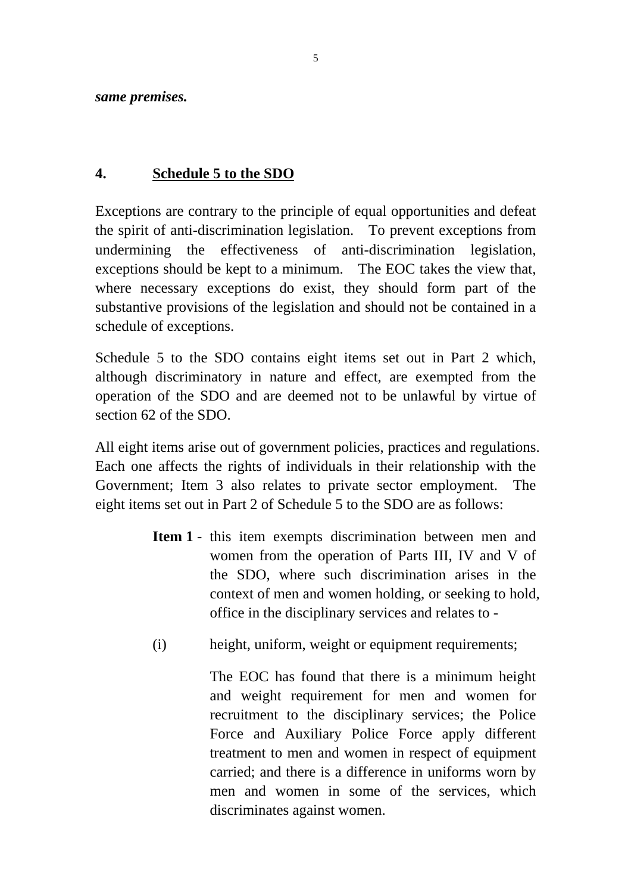***same premises.***

## 4. Schedule 5 to the SDO

Exceptions are contrary to the principle of equal opportunities and defeat the spirit of anti-discrimination legislation. To prevent exceptions from undermining the effectiveness of anti-discrimination legislation, exceptions should be kept to a minimum. The EOC takes the view that, where necessary exceptions do exist, they should form part of the substantive provisions of the legislation and should not be contained in a schedule of exceptions.

Schedule 5 to the SDO contains eight items set out in Part 2 which, although discriminatory in nature and effect, are exempted from the operation of the SDO and are deemed not to be unlawful by virtue of section 62 of the SDO.

All eight items arise out of government policies, practices and regulations. Each one affects the rights of individuals in their relationship with the Government; Item 3 also relates to private sector employment. The eight items set out in Part 2 of Schedule 5 to the SDO are as follows:

**Item 1** - this item exempts discrimination between men and women from the operation of Parts III, IV and V of the SDO, where such discrimination arises in the context of men and women holding, or seeking to hold, office in the disciplinary services and relates to -

(i) height, uniform, weight or equipment requirements;

The EOC has found that there is a minimum height and weight requirement for men and women for recruitment to the disciplinary services; the Police Force and Auxiliary Police Force apply different treatment to men and women in respect of equipment carried; and there is a difference in uniforms worn by men and women in some of the services, which discriminates against women.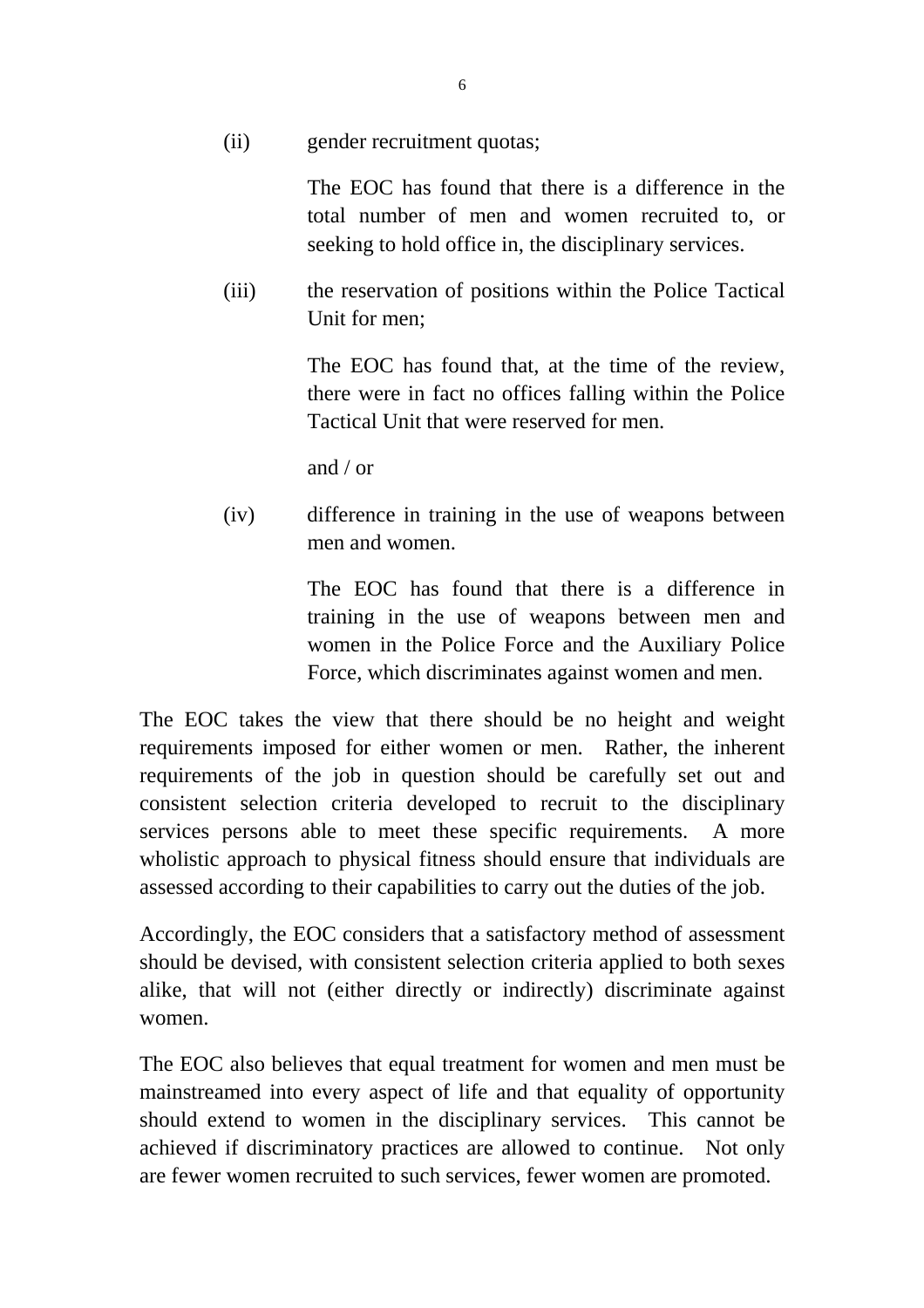(ii) gender recruitment quotas;

The EOC has found that there is a difference in the total number of men and women recruited to, or seeking to hold office in, the disciplinary services.

(iii) the reservation of positions within the Police Tactical Unit for men;

The EOC has found that, at the time of the review, there were in fact no offices falling within the Police Tactical Unit that were reserved for men.

and / or

(iv) difference in training in the use of weapons between men and women.

The EOC has found that there is a difference in training in the use of weapons between men and women in the Police Force and the Auxiliary Police Force, which discriminates against women and men.

The EOC takes the view that there should be no height and weight requirements imposed for either women or men. Rather, the inherent requirements of the job in question should be carefully set out and consistent selection criteria developed to recruit to the disciplinary services persons able to meet these specific requirements. A more wholistic approach to physical fitness should ensure that individuals are assessed according to their capabilities to carry out the duties of the job.

Accordingly, the EOC considers that a satisfactory method of assessment should be devised, with consistent selection criteria applied to both sexes alike, that will not (either directly or indirectly) discriminate against women.

The EOC also believes that equal treatment for women and men must be mainstreamed into every aspect of life and that equality of opportunity should extend to women in the disciplinary services. This cannot be achieved if discriminatory practices are allowed to continue. Not only are fewer women recruited to such services, fewer women are promoted.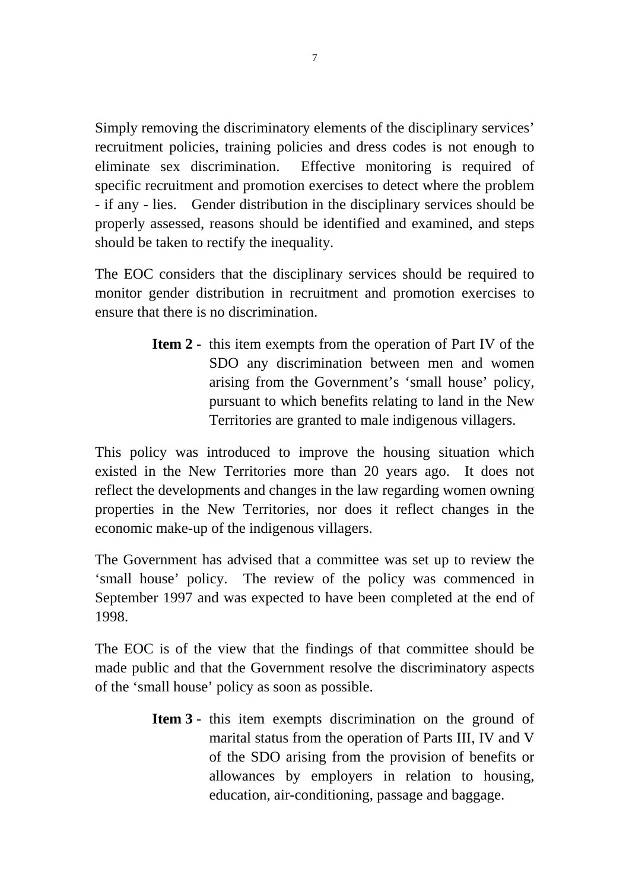Simply removing the discriminatory elements of the disciplinary services' recruitment policies, training policies and dress codes is not enough to eliminate sex discrimination. Effective monitoring is required of specific recruitment and promotion exercises to detect where the problem - if any - lies. Gender distribution in the disciplinary services should be properly assessed, reasons should be identified and examined, and steps should be taken to rectify the inequality.

The EOC considers that the disciplinary services should be required to monitor gender distribution in recruitment and promotion exercises to ensure that there is no discrimination.

> **Item 2** - this item exempts from the operation of Part IV of the SDO any discrimination between men and women arising from the Government's 'small house' policy, pursuant to which benefits relating to land in the New Territories are granted to male indigenous villagers.

This policy was introduced to improve the housing situation which existed in the New Territories more than 20 years ago. It does not reflect the developments and changes in the law regarding women owning properties in the New Territories, nor does it reflect changes in the economic make-up of the indigenous villagers.

The Government has advised that a committee was set up to review the 'small house' policy. The review of the policy was commenced in September 1997 and was expected to have been completed at the end of 1998.

The EOC is of the view that the findings of that committee should be made public and that the Government resolve the discriminatory aspects of the 'small house' policy as soon as possible.

> **Item 3** - this item exempts discrimination on the ground of marital status from the operation of Parts III, IV and V of the SDO arising from the provision of benefits or allowances by employers in relation to housing, education, air-conditioning, passage and baggage.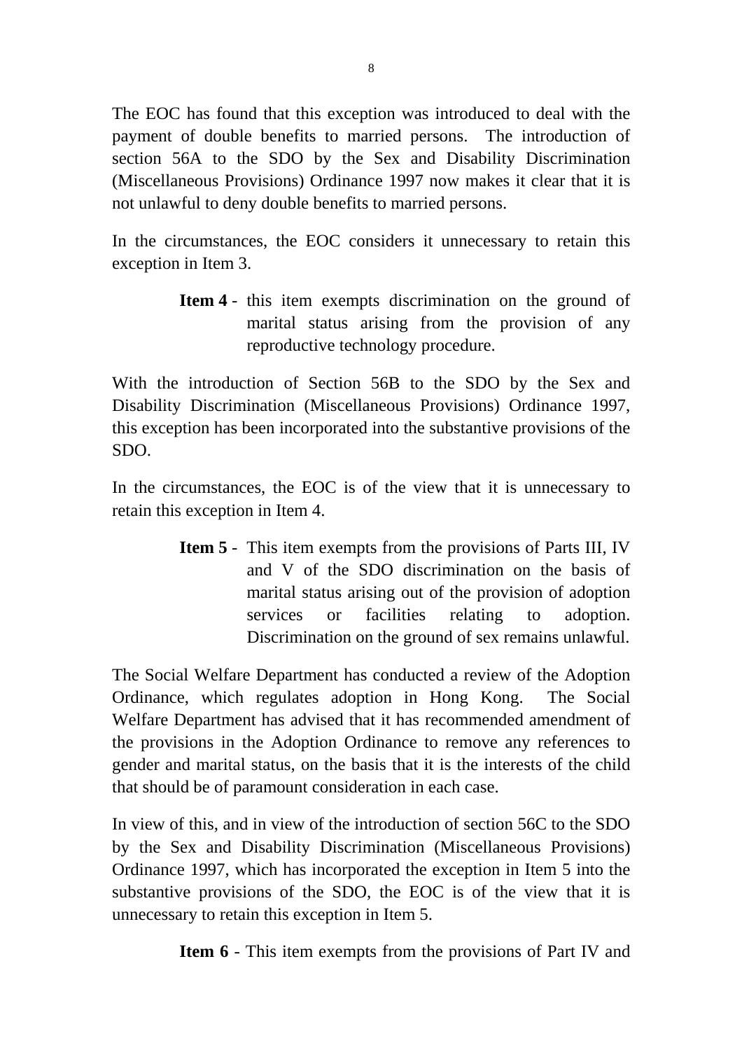The EOC has found that this exception was introduced to deal with the payment of double benefits to married persons. The introduction of section 56A to the SDO by the Sex and Disability Discrimination (Miscellaneous Provisions) Ordinance 1997 now makes it clear that it is not unlawful to deny double benefits to married persons.

In the circumstances, the EOC considers it unnecessary to retain this exception in Item 3.

> **Item 4** - this item exempts discrimination on the ground of marital status arising from the provision of any reproductive technology procedure.

With the introduction of Section 56B to the SDO by the Sex and Disability Discrimination (Miscellaneous Provisions) Ordinance 1997, this exception has been incorporated into the substantive provisions of the SDO.

In the circumstances, the EOC is of the view that it is unnecessary to retain this exception in Item 4.

> **Item 5** - This item exempts from the provisions of Parts III, IV and V of the SDO discrimination on the basis of marital status arising out of the provision of adoption services or facilities relating to adoption. Discrimination on the ground of sex remains unlawful.

The Social Welfare Department has conducted a review of the Adoption Ordinance, which regulates adoption in Hong Kong. The Social Welfare Department has advised that it has recommended amendment of the provisions in the Adoption Ordinance to remove any references to gender and marital status, on the basis that it is the interests of the child that should be of paramount consideration in each case.

In view of this, and in view of the introduction of section 56C to the SDO by the Sex and Disability Discrimination (Miscellaneous Provisions) Ordinance 1997, which has incorporated the exception in Item 5 into the substantive provisions of the SDO, the EOC is of the view that it is unnecessary to retain this exception in Item 5.

> **Item 6** - This item exempts from the provisions of Part IV and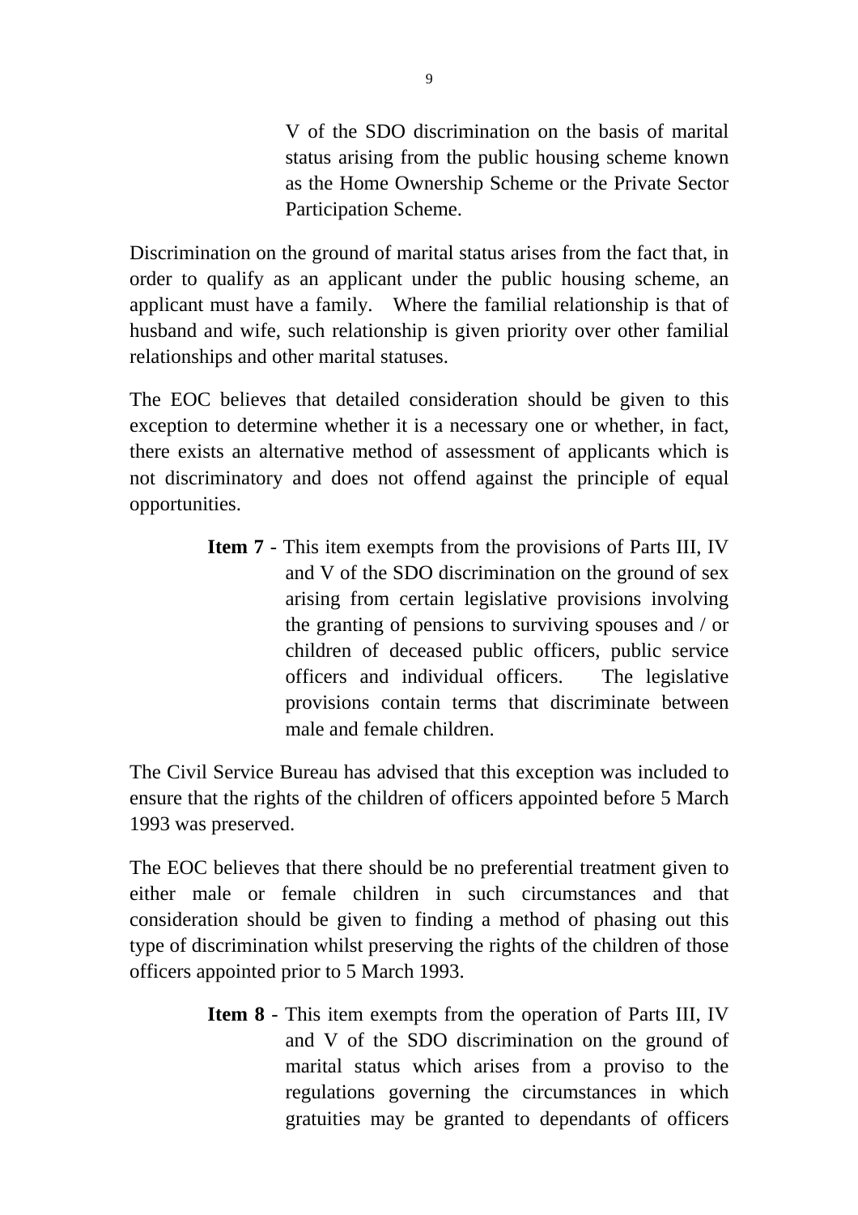V of the SDO discrimination on the basis of marital status arising from the public housing scheme known as the Home Ownership Scheme or the Private Sector Participation Scheme.

Discrimination on the ground of marital status arises from the fact that, in order to qualify as an applicant under the public housing scheme, an applicant must have a family. Where the familial relationship is that of husband and wife, such relationship is given priority over other familial relationships and other marital statuses.

The EOC believes that detailed consideration should be given to this exception to determine whether it is a necessary one or whether, in fact, there exists an alternative method of assessment of applicants which is not discriminatory and does not offend against the principle of equal opportunities.

**Item 7** - This item exempts from the provisions of Parts III, IV and V of the SDO discrimination on the ground of sex arising from certain legislative provisions involving the granting of pensions to surviving spouses and / or children of deceased public officers, public service officers and individual officers. The legislative provisions contain terms that discriminate between male and female children.

The Civil Service Bureau has advised that this exception was included to ensure that the rights of the children of officers appointed before 5 March 1993 was preserved.

The EOC believes that there should be no preferential treatment given to either male or female children in such circumstances and that consideration should be given to finding a method of phasing out this type of discrimination whilst preserving the rights of the children of those officers appointed prior to 5 March 1993.

**Item 8** - This item exempts from the operation of Parts III, IV and V of the SDO discrimination on the ground of marital status which arises from a proviso to the regulations governing the circumstances in which gratuities may be granted to dependants of officers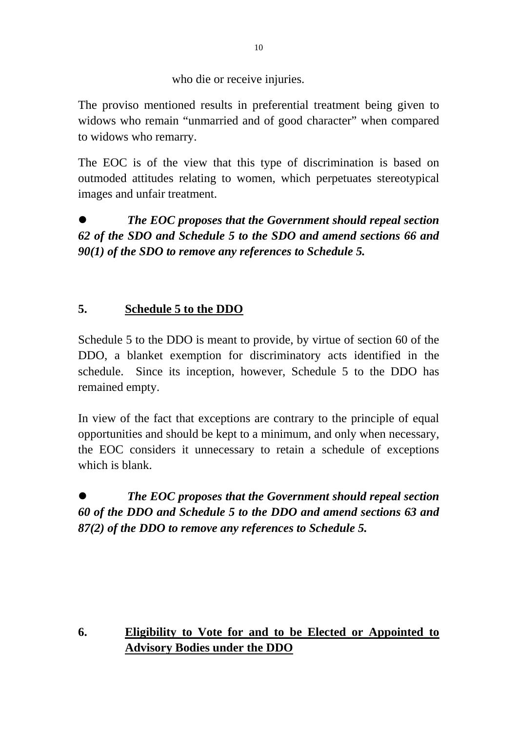who die or receive injuries.

The proviso mentioned results in preferential treatment being given to widows who remain "unmarried and of good character" when compared to widows who remarry.

The EOC is of the view that this type of discrimination is based on outmoded attitudes relating to women, which perpetuates stereotypical images and unfair treatment.

- ***The EOC proposes that the Government should repeal section 62 of the SDO and Schedule 5 to the SDO and amend sections 66 and 90(1) of the SDO to remove any references to Schedule 5.***

## 5. Schedule 5 to the DDO

Schedule 5 to the DDO is meant to provide, by virtue of section 60 of the DDO, a blanket exemption for discriminatory acts identified in the schedule. Since its inception, however, Schedule 5 to the DDO has remained empty.

In view of the fact that exceptions are contrary to the principle of equal opportunities and should be kept to a minimum, and only when necessary, the EOC considers it unnecessary to retain a schedule of exceptions which is blank.

- ***The EOC proposes that the Government should repeal section 60 of the DDO and Schedule 5 to the DDO and amend sections 63 and 87(2) of the DDO to remove any references to Schedule 5.***

## 6. Eligibility to Vote for and to be Elected or Appointed to Advisory Bodies under the DDO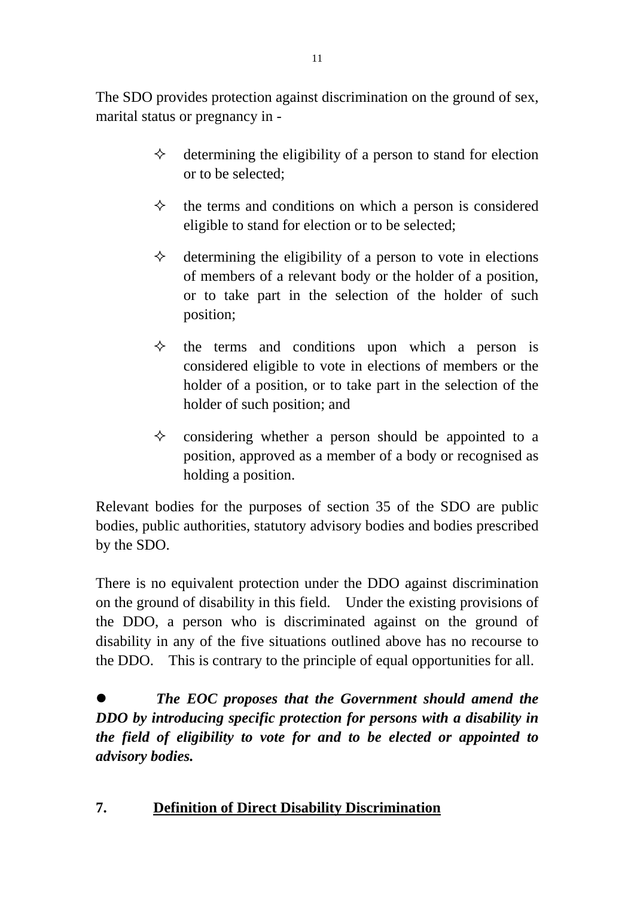The SDO provides protection against discrimination on the ground of sex, marital status or pregnancy in -

- determining the eligibility of a person to stand for election or to be selected;
- the terms and conditions on which a person is considered eligible to stand for election or to be selected;
- determining the eligibility of a person to vote in elections of members of a relevant body or the holder of a position, or to take part in the selection of the holder of such position;
- the terms and conditions upon which a person is considered eligible to vote in elections of members or the holder of a position, or to take part in the selection of the holder of such position; and
- considering whether a person should be appointed to a position, approved as a member of a body or recognised as holding a position.

Relevant bodies for the purposes of section 35 of the SDO are public bodies, public authorities, statutory advisory bodies and bodies prescribed by the SDO.

There is no equivalent protection under the DDO against discrimination on the ground of disability in this field. Under the existing provisions of the DDO, a person who is discriminated against on the ground of disability in any of the five situations outlined above has no recourse to the DDO. This is contrary to the principle of equal opportunities for all.

- ***The EOC proposes that the Government should amend the DDO by introducing specific protection for persons with a disability in the field of eligibility to vote for and to be elected or appointed to advisory bodies.***

## 7. <u>Definition of Direct Disability Discrimination</u>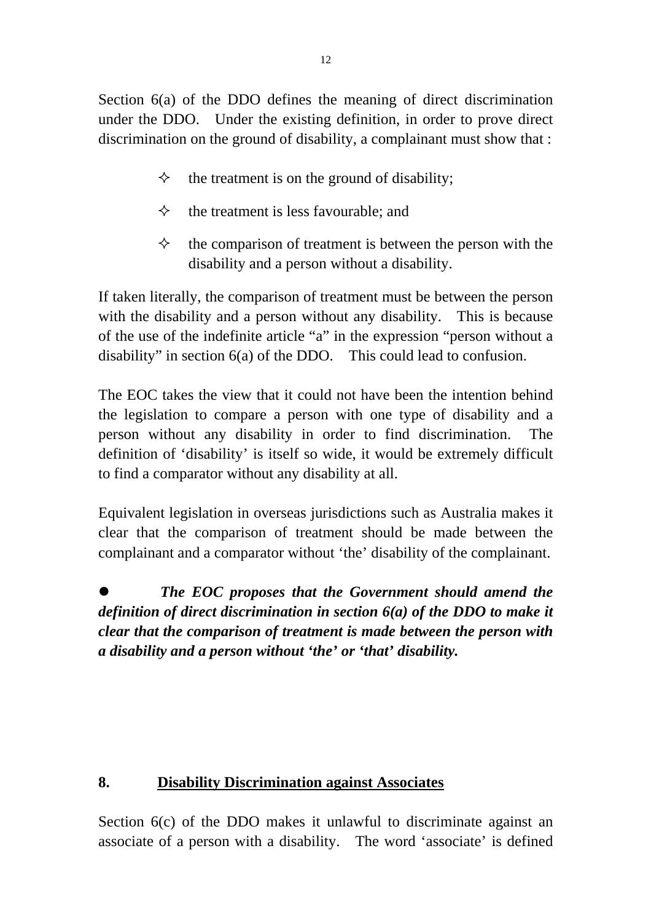Section 6(a) of the DDO defines the meaning of direct discrimination under the DDO. Under the existing definition, in order to prove direct discrimination on the ground of disability, a complainant must show that :

- the treatment is on the ground of disability;
- the treatment is less favourable; and
- the comparison of treatment is between the person with the disability and a person without a disability.

If taken literally, the comparison of treatment must be between the person with the disability and a person without any disability. This is because of the use of the indefinite article "a" in the expression "person without a disability" in section 6(a) of the DDO. This could lead to confusion.

The EOC takes the view that it could not have been the intention behind the legislation to compare a person with one type of disability and a person without any disability in order to find discrimination. The definition of 'disability' is itself so wide, it would be extremely difficult to find a comparator without any disability at all.

Equivalent legislation in overseas jurisdictions such as Australia makes it clear that the comparison of treatment should be made between the complainant and a comparator without 'the' disability of the complainant.

- ***The EOC proposes that the Government should amend the definition of direct discrimination in section 6(a) of the DDO to make it clear that the comparison of treatment is made between the person with a disability and a person without 'the' or 'that' disability.***

## 8. Disability Discrimination against Associates

Section 6(c) of the DDO makes it unlawful to discriminate against an associate of a person with a disability. The word 'associate' is defined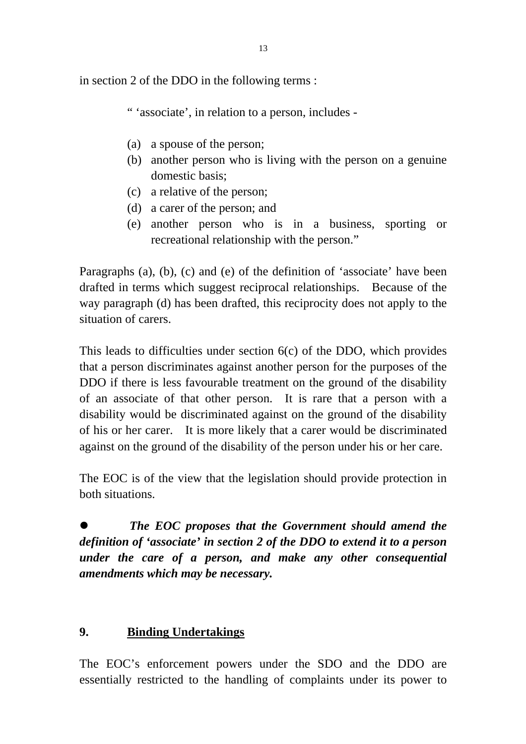in section 2 of the DDO in the following terms :

> " 'associate', in relation to a person, includes -
>
> (a) a spouse of the person;
> (b) another person who is living with the person on a genuine domestic basis;
> (c) a relative of the person;
> (d) a carer of the person; and
> (e) another person who is in a business, sporting or recreational relationship with the person."

Paragraphs (a), (b), (c) and (e) of the definition of 'associate' have been drafted in terms which suggest reciprocal relationships. Because of the way paragraph (d) has been drafted, this reciprocity does not apply to the situation of carers.

This leads to difficulties under section 6(c) of the DDO, which provides that a person discriminates against another person for the purposes of the DDO if there is less favourable treatment on the ground of the disability of an associate of that other person. It is rare that a person with a disability would be discriminated against on the ground of the disability of his or her carer. It is more likely that a carer would be discriminated against on the ground of the disability of the person under his or her care.

The EOC is of the view that the legislation should provide protection in both situations.

- ***The EOC proposes that the Government should amend the definition of 'associate' in section 2 of the DDO to extend it to a person under the care of a person, and make any other consequential amendments which may be necessary.***

## 9. <u>Binding Undertakings</u>

The EOC's enforcement powers under the SDO and the DDO are essentially restricted to the handling of complaints under its power to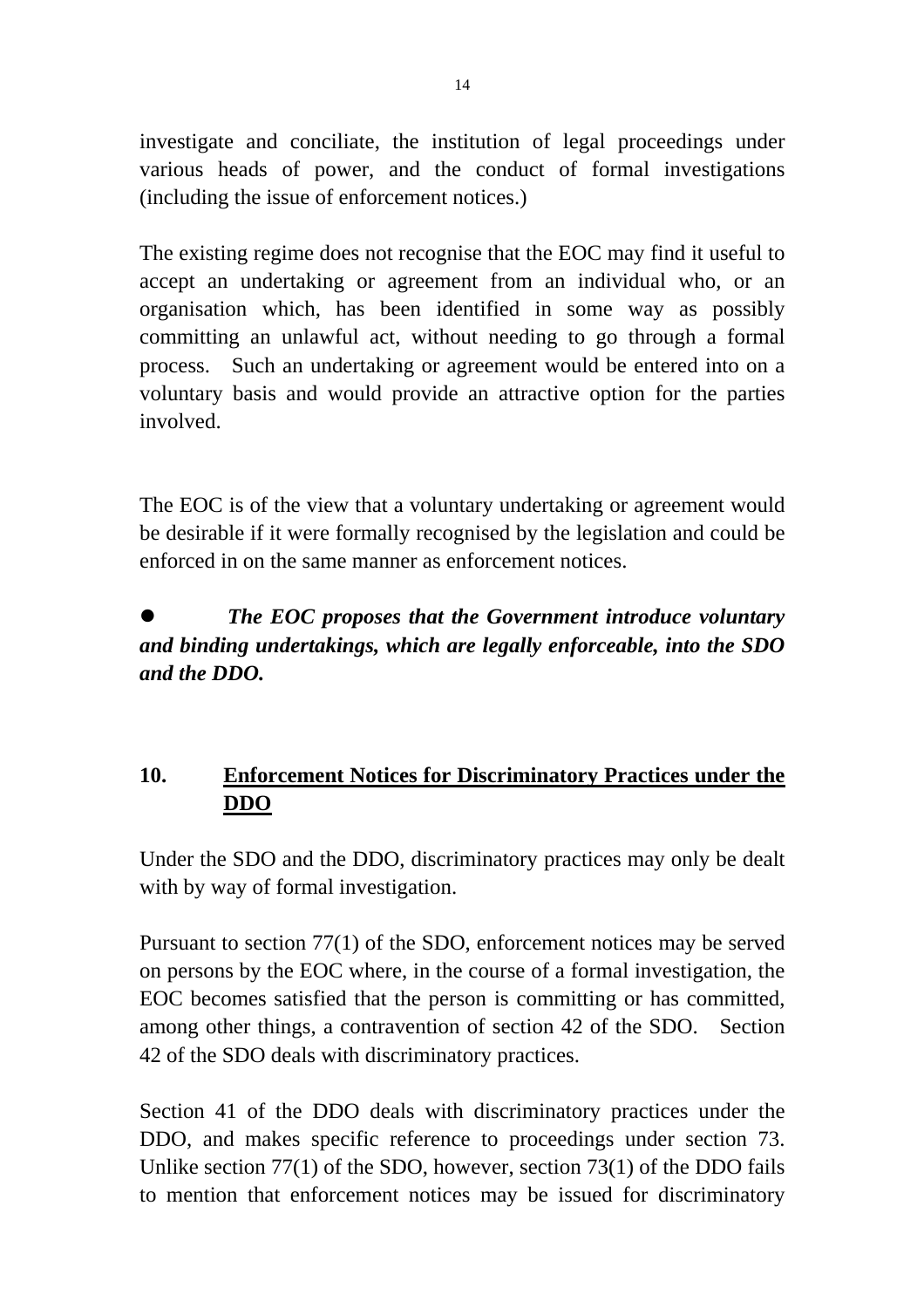investigate and conciliate, the institution of legal proceedings under various heads of power, and the conduct of formal investigations (including the issue of enforcement notices.)

The existing regime does not recognise that the EOC may find it useful to accept an undertaking or agreement from an individual who, or an organisation which, has been identified in some way as possibly committing an unlawful act, without needing to go through a formal process. Such an undertaking or agreement would be entered into on a voluntary basis and would provide an attractive option for the parties involved.

The EOC is of the view that a voluntary undertaking or agreement would be desirable if it were formally recognised by the legislation and could be enforced in on the same manner as enforcement notices.

- ***The EOC proposes that the Government introduce voluntary and binding undertakings, which are legally enforceable, into the SDO and the DDO.***

## 10. Enforcement Notices for Discriminatory Practices under the DDO

Under the SDO and the DDO, discriminatory practices may only be dealt with by way of formal investigation.

Pursuant to section 77(1) of the SDO, enforcement notices may be served on persons by the EOC where, in the course of a formal investigation, the EOC becomes satisfied that the person is committing or has committed, among other things, a contravention of section 42 of the SDO. Section 42 of the SDO deals with discriminatory practices.

Section 41 of the DDO deals with discriminatory practices under the DDO, and makes specific reference to proceedings under section 73. Unlike section 77(1) of the SDO, however, section 73(1) of the DDO fails to mention that enforcement notices may be issued for discriminatory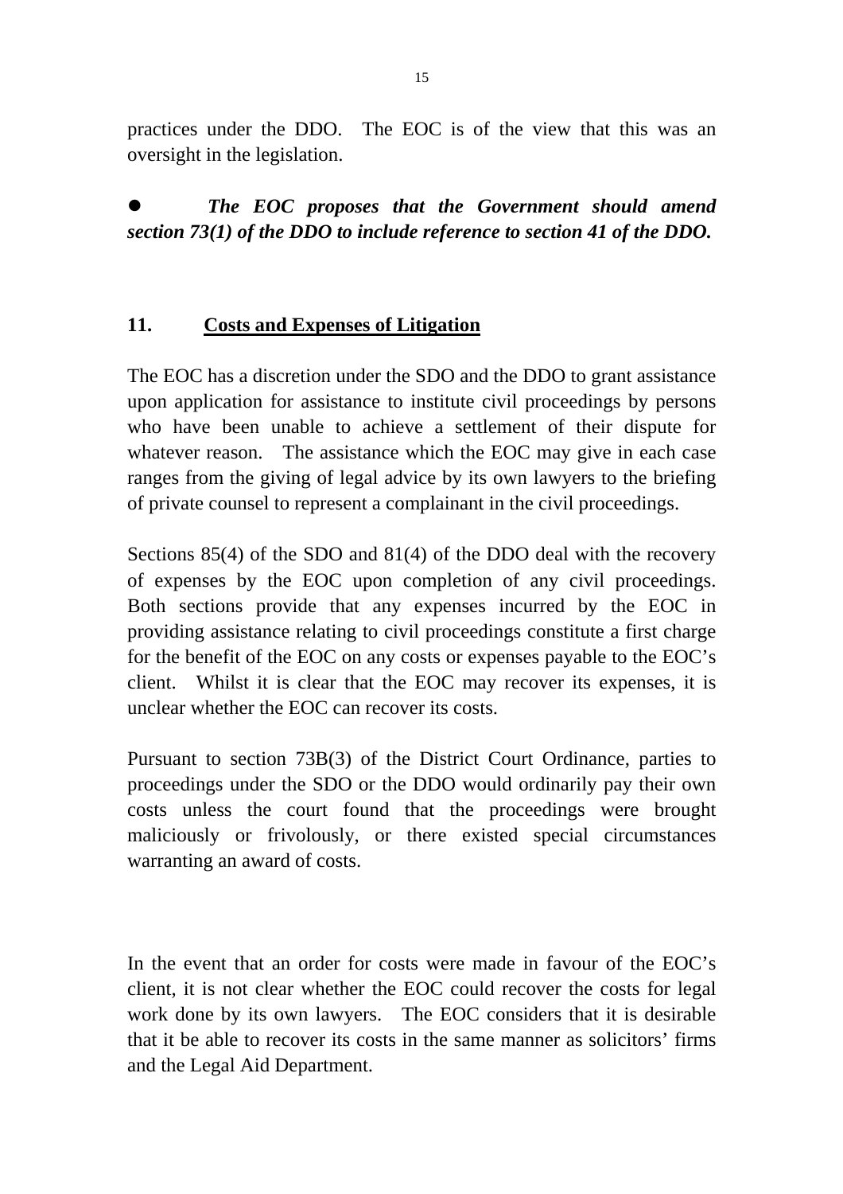practices under the DDO. The EOC is of the view that this was an oversight in the legislation.

- ***The EOC proposes that the Government should amend section 73(1) of the DDO to include reference to section 41 of the DDO.***

## 11. Costs and Expenses of Litigation

The EOC has a discretion under the SDO and the DDO to grant assistance upon application for assistance to institute civil proceedings by persons who have been unable to achieve a settlement of their dispute for whatever reason. The assistance which the EOC may give in each case ranges from the giving of legal advice by its own lawyers to the briefing of private counsel to represent a complainant in the civil proceedings.

Sections 85(4) of the SDO and 81(4) of the DDO deal with the recovery of expenses by the EOC upon completion of any civil proceedings. Both sections provide that any expenses incurred by the EOC in providing assistance relating to civil proceedings constitute a first charge for the benefit of the EOC on any costs or expenses payable to the EOC's client. Whilst it is clear that the EOC may recover its expenses, it is unclear whether the EOC can recover its costs.

Pursuant to section 73B(3) of the District Court Ordinance, parties to proceedings under the SDO or the DDO would ordinarily pay their own costs unless the court found that the proceedings were brought maliciously or frivolously, or there existed special circumstances warranting an award of costs.

In the event that an order for costs were made in favour of the EOC's client, it is not clear whether the EOC could recover the costs for legal work done by its own lawyers. The EOC considers that it is desirable that it be able to recover its costs in the same manner as solicitors' firms and the Legal Aid Department.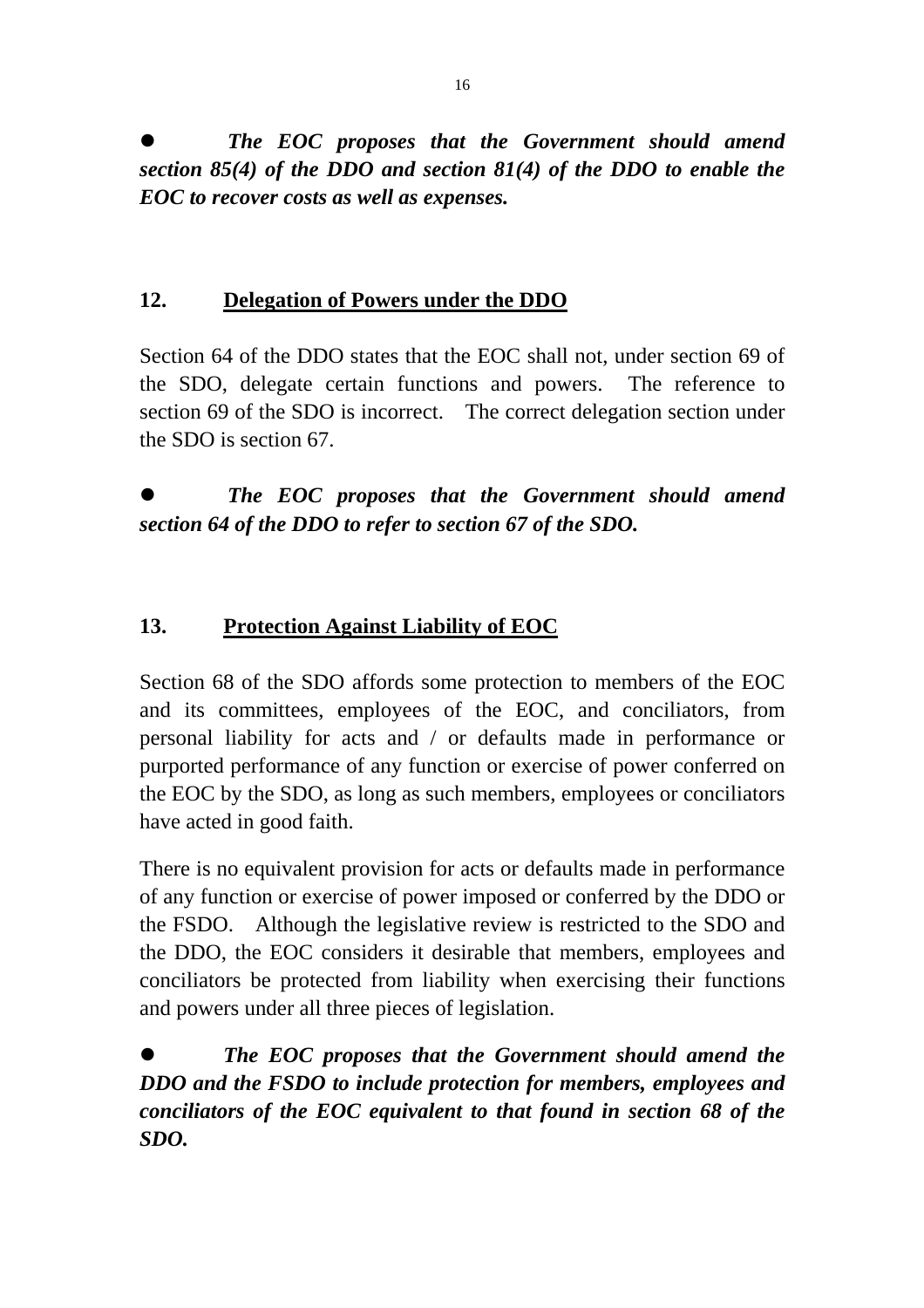- ***The EOC proposes that the Government should amend section 85(4) of the DDO and section 81(4) of the DDO to enable the EOC to recover costs as well as expenses.***

## 12. Delegation of Powers under the DDO

Section 64 of the DDO states that the EOC shall not, under section 69 of the SDO, delegate certain functions and powers. The reference to section 69 of the SDO is incorrect. The correct delegation section under the SDO is section 67.

- ***The EOC proposes that the Government should amend section 64 of the DDO to refer to section 67 of the SDO.***

## 13. Protection Against Liability of EOC

Section 68 of the SDO affords some protection to members of the EOC and its committees, employees of the EOC, and conciliators, from personal liability for acts and / or defaults made in performance or purported performance of any function or exercise of power conferred on the EOC by the SDO, as long as such members, employees or conciliators have acted in good faith.

There is no equivalent provision for acts or defaults made in performance of any function or exercise of power imposed or conferred by the DDO or the FSDO. Although the legislative review is restricted to the SDO and the DDO, the EOC considers it desirable that members, employees and conciliators be protected from liability when exercising their functions and powers under all three pieces of legislation.

- ***The EOC proposes that the Government should amend the DDO and the FSDO to include protection for members, employees and conciliators of the EOC equivalent to that found in section 68 of the SDO.***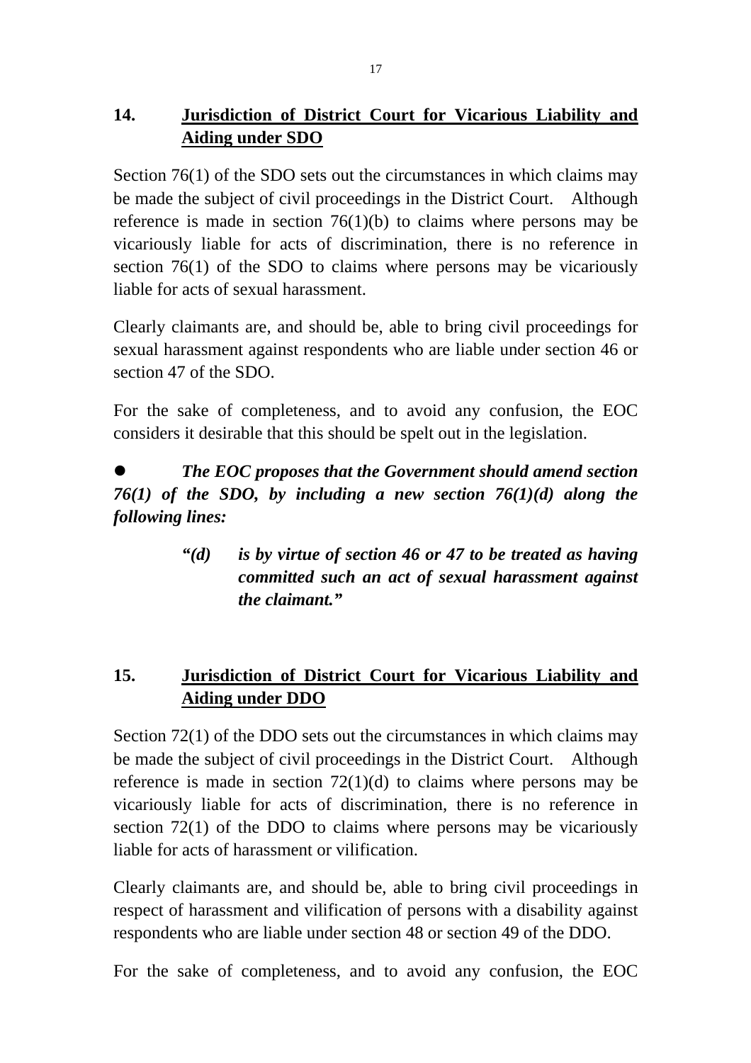## 14. Jurisdiction of District Court for Vicarious Liability and Aiding under SDO

Section 76(1) of the SDO sets out the circumstances in which claims may be made the subject of civil proceedings in the District Court. Although reference is made in section 76(1)(b) to claims where persons may be vicariously liable for acts of discrimination, there is no reference in section 76(1) of the SDO to claims where persons may be vicariously liable for acts of sexual harassment.

Clearly claimants are, and should be, able to bring civil proceedings for sexual harassment against respondents who are liable under section 46 or section 47 of the SDO.

For the sake of completeness, and to avoid any confusion, the EOC considers it desirable that this should be spelt out in the legislation.

- ***The EOC proposes that the Government should amend section 76(1) of the SDO, by including a new section 76(1)(d) along the following lines:***

> ***"(d) is by virtue of section 46 or 47 to be treated as having committed such an act of sexual harassment against the claimant."***

## 15. Jurisdiction of District Court for Vicarious Liability and Aiding under DDO

Section 72(1) of the DDO sets out the circumstances in which claims may be made the subject of civil proceedings in the District Court. Although reference is made in section 72(1)(d) to claims where persons may be vicariously liable for acts of discrimination, there is no reference in section 72(1) of the DDO to claims where persons may be vicariously liable for acts of harassment or vilification.

Clearly claimants are, and should be, able to bring civil proceedings in respect of harassment and vilification of persons with a disability against respondents who are liable under section 48 or section 49 of the DDO.

For the sake of completeness, and to avoid any confusion, the EOC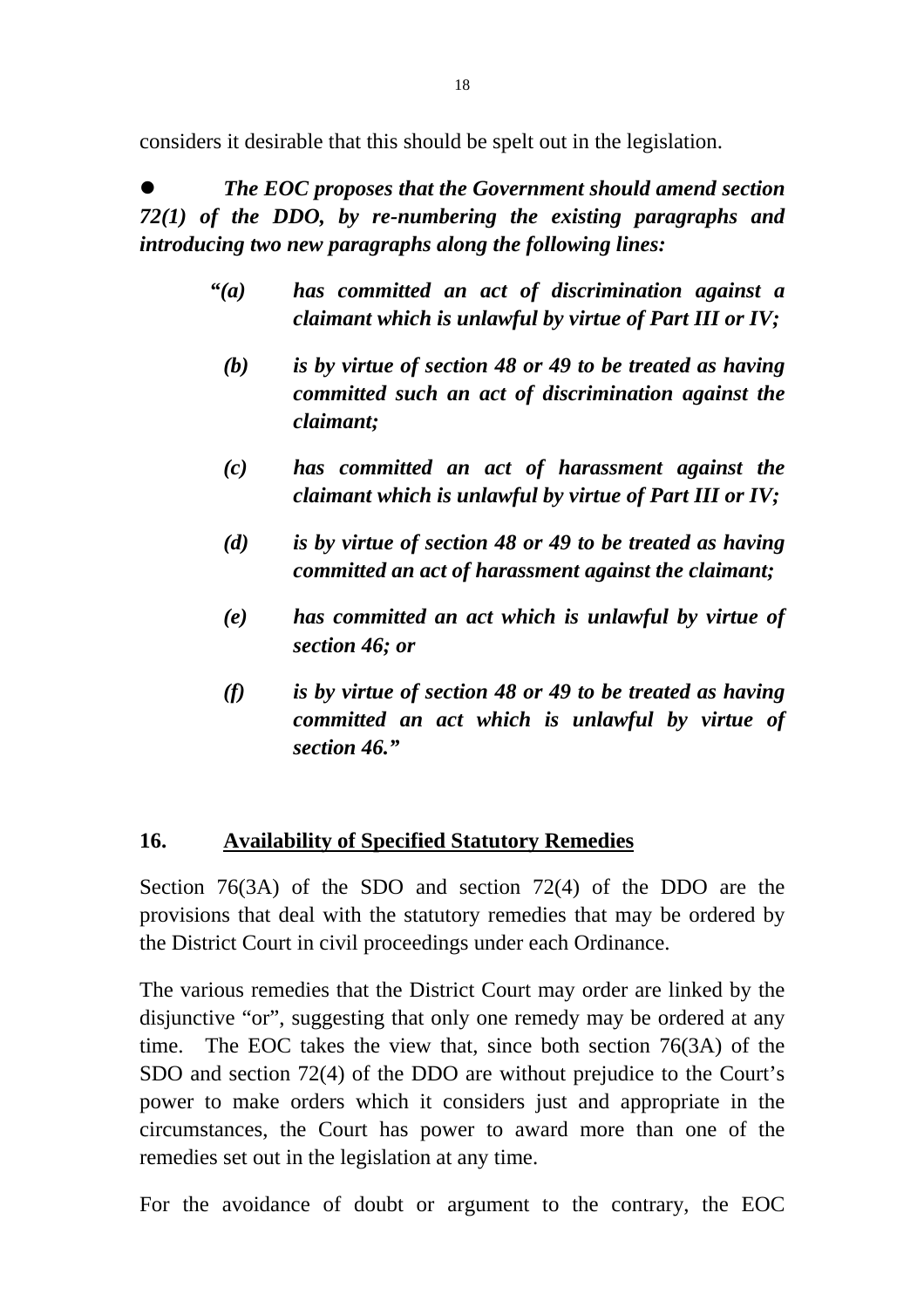considers it desirable that this should be spelt out in the legislation.

- ***The EOC proposes that the Government should amend section 72(1) of the DDO, by re-numbering the existing paragraphs and introducing two new paragraphs along the following lines:***

> ***"(a) has committed an act of discrimination against a claimant which is unlawful by virtue of Part III or IV;***
>
> ***(b) is by virtue of section 48 or 49 to be treated as having committed such an act of discrimination against the claimant;***
>
> ***(c) has committed an act of harassment against the claimant which is unlawful by virtue of Part III or IV;***
>
> ***(d) is by virtue of section 48 or 49 to be treated as having committed an act of harassment against the claimant;***
>
> ***(e) has committed an act which is unlawful by virtue of section 46; or***
>
> ***(f) is by virtue of section 48 or 49 to be treated as having committed an act which is unlawful by virtue of section 46."***

## 16. Availability of Specified Statutory Remedies

Section 76(3A) of the SDO and section 72(4) of the DDO are the provisions that deal with the statutory remedies that may be ordered by the District Court in civil proceedings under each Ordinance.

The various remedies that the District Court may order are linked by the disjunctive "or", suggesting that only one remedy may be ordered at any time. The EOC takes the view that, since both section 76(3A) of the SDO and section 72(4) of the DDO are without prejudice to the Court's power to make orders which it considers just and appropriate in the circumstances, the Court has power to award more than one of the remedies set out in the legislation at any time.

For the avoidance of doubt or argument to the contrary, the EOC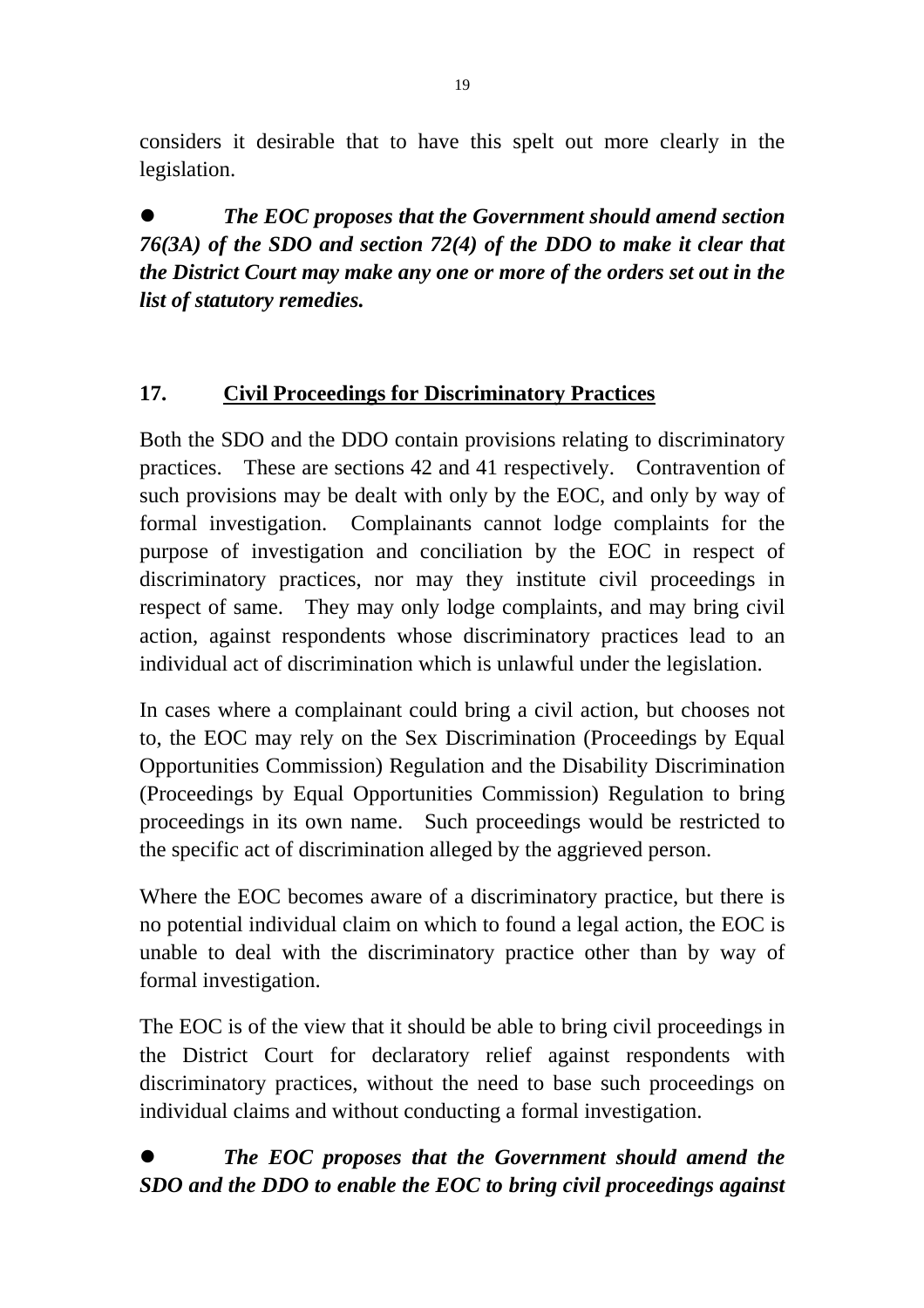considers it desirable that to have this spelt out more clearly in the legislation.

- ***The EOC proposes that the Government should amend section 76(3A) of the SDO and section 72(4) of the DDO to make it clear that the District Court may make any one or more of the orders set out in the list of statutory remedies.***

## 17. Civil Proceedings for Discriminatory Practices

Both the SDO and the DDO contain provisions relating to discriminatory practices. These are sections 42 and 41 respectively. Contravention of such provisions may be dealt with only by the EOC, and only by way of formal investigation. Complainants cannot lodge complaints for the purpose of investigation and conciliation by the EOC in respect of discriminatory practices, nor may they institute civil proceedings in respect of same. They may only lodge complaints, and may bring civil action, against respondents whose discriminatory practices lead to an individual act of discrimination which is unlawful under the legislation.

In cases where a complainant could bring a civil action, but chooses not to, the EOC may rely on the Sex Discrimination (Proceedings by Equal Opportunities Commission) Regulation and the Disability Discrimination (Proceedings by Equal Opportunities Commission) Regulation to bring proceedings in its own name. Such proceedings would be restricted to the specific act of discrimination alleged by the aggrieved person.

Where the EOC becomes aware of a discriminatory practice, but there is no potential individual claim on which to found a legal action, the EOC is unable to deal with the discriminatory practice other than by way of formal investigation.

The EOC is of the view that it should be able to bring civil proceedings in the District Court for declaratory relief against respondents with discriminatory practices, without the need to base such proceedings on individual claims and without conducting a formal investigation.

- ***The EOC proposes that the Government should amend the SDO and the DDO to enable the EOC to bring civil proceedings against***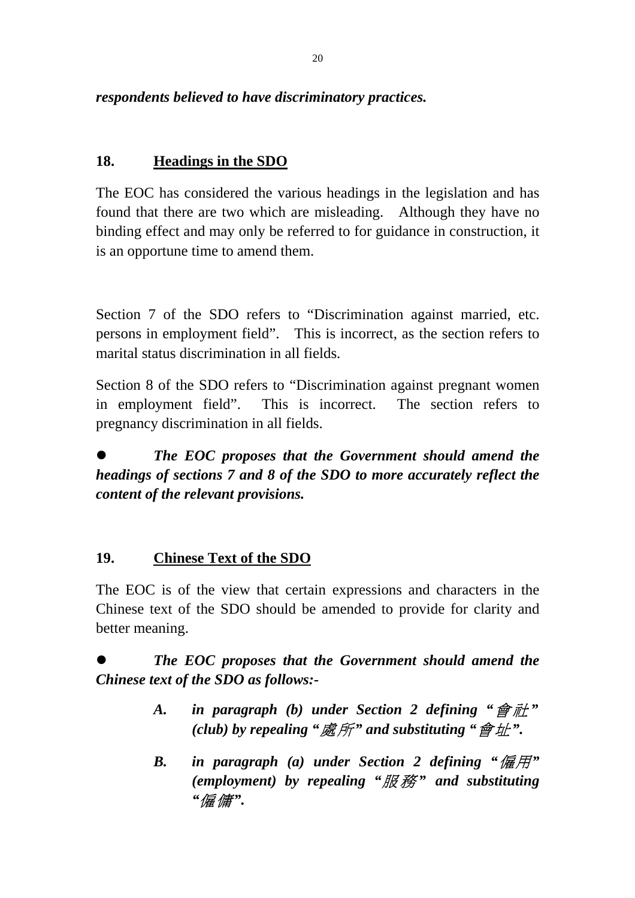***respondents believed to have discriminatory practices.***

## 18. Headings in the SDO

The EOC has considered the various headings in the legislation and has found that there are two which are misleading. Although they have no binding effect and may only be referred to for guidance in construction, it is an opportune time to amend them.

Section 7 of the SDO refers to "Discrimination against married, etc. persons in employment field". This is incorrect, as the section refers to marital status discrimination in all fields.

Section 8 of the SDO refers to "Discrimination against pregnant women in employment field". This is incorrect. The section refers to pregnancy discrimination in all fields.

- ***The EOC proposes that the Government should amend the headings of sections 7 and 8 of the SDO to more accurately reflect the content of the relevant provisions.***

## 19. Chinese Text of the SDO

The EOC is of the view that certain expressions and characters in the Chinese text of the SDO should be amended to provide for clarity and better meaning.

- ***The EOC proposes that the Government should amend the Chinese text of the SDO as follows:-***

    ***A. in paragraph (b) under Section 2 defining "會社" (club) by repealing "處所" and substituting "會址".***

    ***B. in paragraph (a) under Section 2 defining "僱用" (employment) by repealing "服務" and substituting "僱傭".***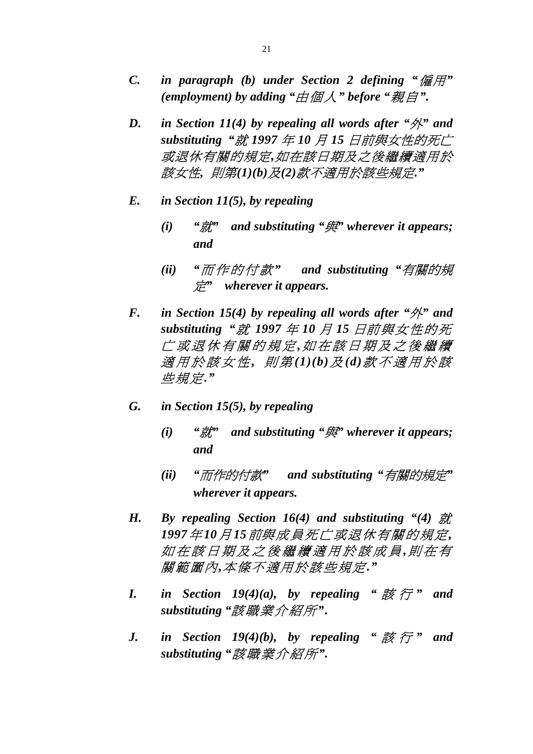*C.* ***in paragraph (b) under Section 2 defining "僱用" (employment) by adding "由個人" before "親自".***

*D.* ***in Section 11(4) by repealing all words after "外" and substituting "就 1997 年 10 月 15 日前與女性的死亡或退休有關的規定,如在該日期及之後繼續適用於該女性, 則第(1)(b)及(2)款不適用於該些規定."***

*E.* ***in Section 11(5), by repealing***

*(i)* ***"就" and substituting "與" wherever it appears; and***

*(ii)* ***"而作的付款" and substituting "有關的規定" wherever it appears.***

*F.* ***in Section 15(4) by repealing all words after "外" and substituting "就 1997 年 10 月 15 日前與女性的死亡或退休有關的規定,如在該日期及之後繼續適用於該女性, 則第(1)(b)及(d)款不適用於該些規定."***

*G.* ***in Section 15(5), by repealing***

*(i)* ***"就" and substituting "與" wherever it appears; and***

*(ii)* ***"而作的付款" and substituting "有關的規定" wherever it appears.***

*H.* ***By repealing Section 16(4) and substituting "(4) 就 1997 年 10 月 15 前與成員死亡或退休有關的規定, 如在該日期及之後繼續適用於該成員,則在有關範圍內,本條不適用於該些規定."***

*I.* ***in Section 19(4)(a), by repealing "該行" and substituting "該職業介紹所".***

*J.* ***in Section 19(4)(b), by repealing "該行" and substituting "該職業介紹所".***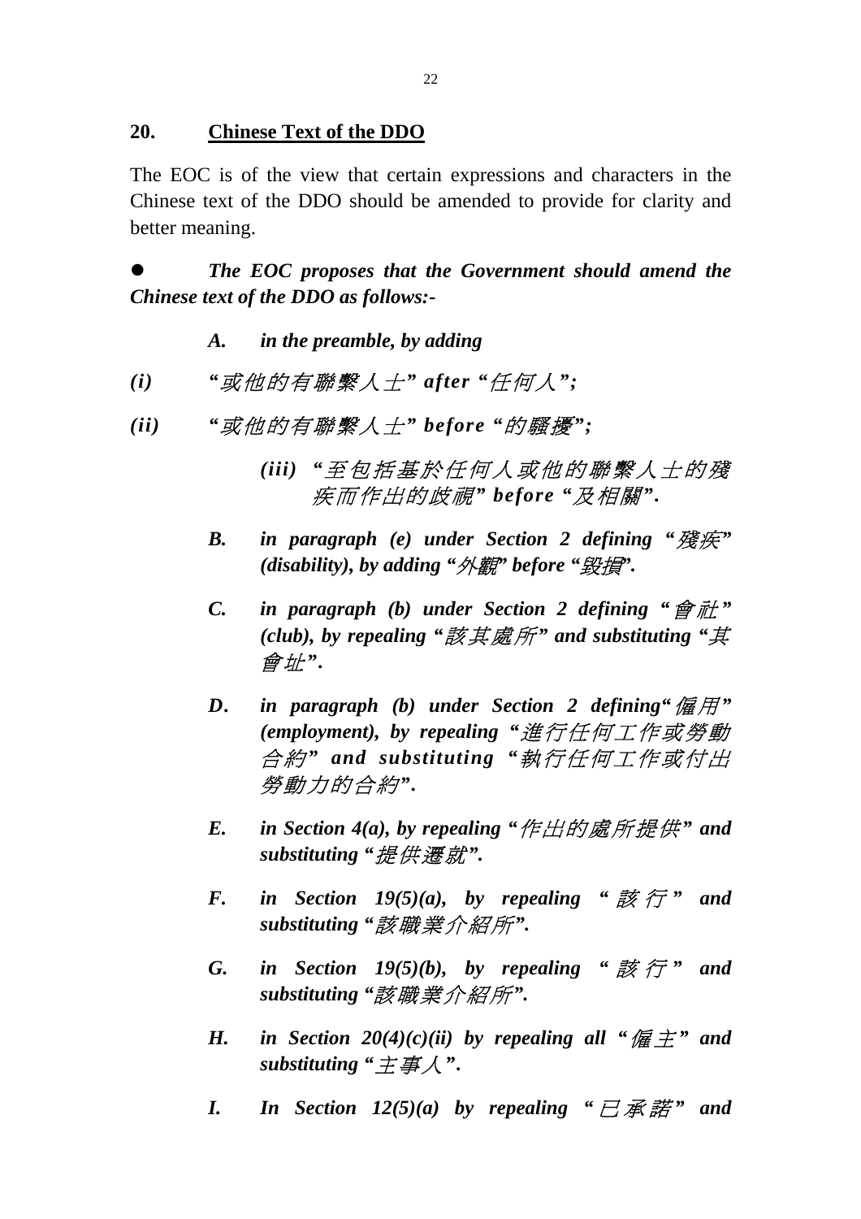## 20. **Chinese Text of the DDO**

The EOC is of the view that certain expressions and characters in the Chinese text of the DDO should be amended to provide for clarity and better meaning.

- ***The EOC proposes that the Government should amend the Chinese text of the DDO as follows:-***

***A. in the preamble, by adding***

***(i) "或他的有聯繫人士" after "任何人";***

***(ii) "或他的有聯繫人士" before "的騷擾";***

***(iii) "至包括基於任何人或他的聯繫人士的殘疾而作出的歧視" before "及相關".***

***B. in paragraph (e) under Section 2 defining "殘疾" (disability), by adding "外觀" before "毀損".***

***C. in paragraph (b) under Section 2 defining "會社" (club), by repealing "該其處所" and substituting "其會址".***

***D. in paragraph (b) under Section 2 defining"僱用" (employment), by repealing "進行任何工作或勞動合約" and substituting "執行任何工作或付出勞動力的合約".***

***E. in Section 4(a), by repealing "作出的處所提供" and substituting "提供遷就".***

***F. in Section 19(5)(a), by repealing "該行" and substituting "該職業介紹所".***

***G. in Section 19(5)(b), by repealing "該行" and substituting "該職業介紹所".***

***H. in Section 20(4)(c)(ii) by repealing all "僱主" and substituting "主事人".***

***I. In Section 12(5)(a) by repealing "已承諾" and***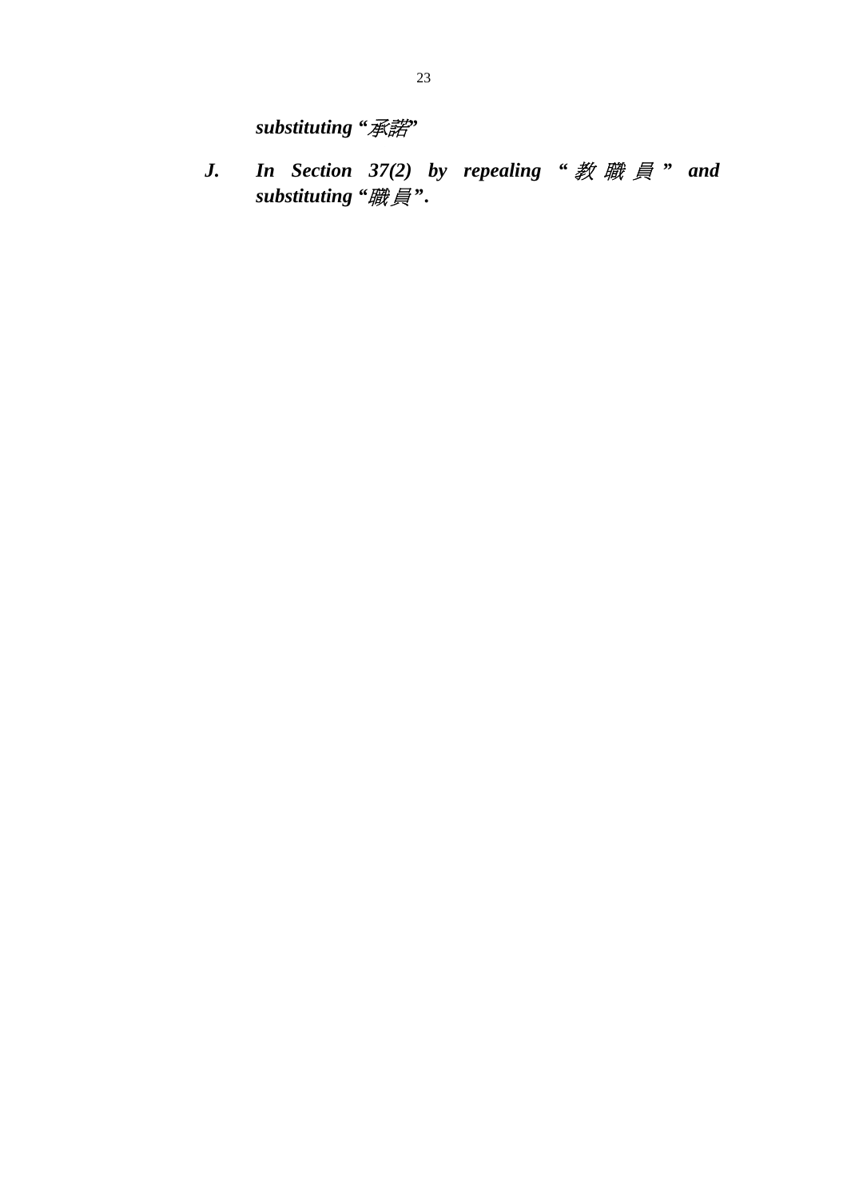***substituting "承諾"***

***J. In Section 37(2) by repealing "教職員" and substituting "職員".***